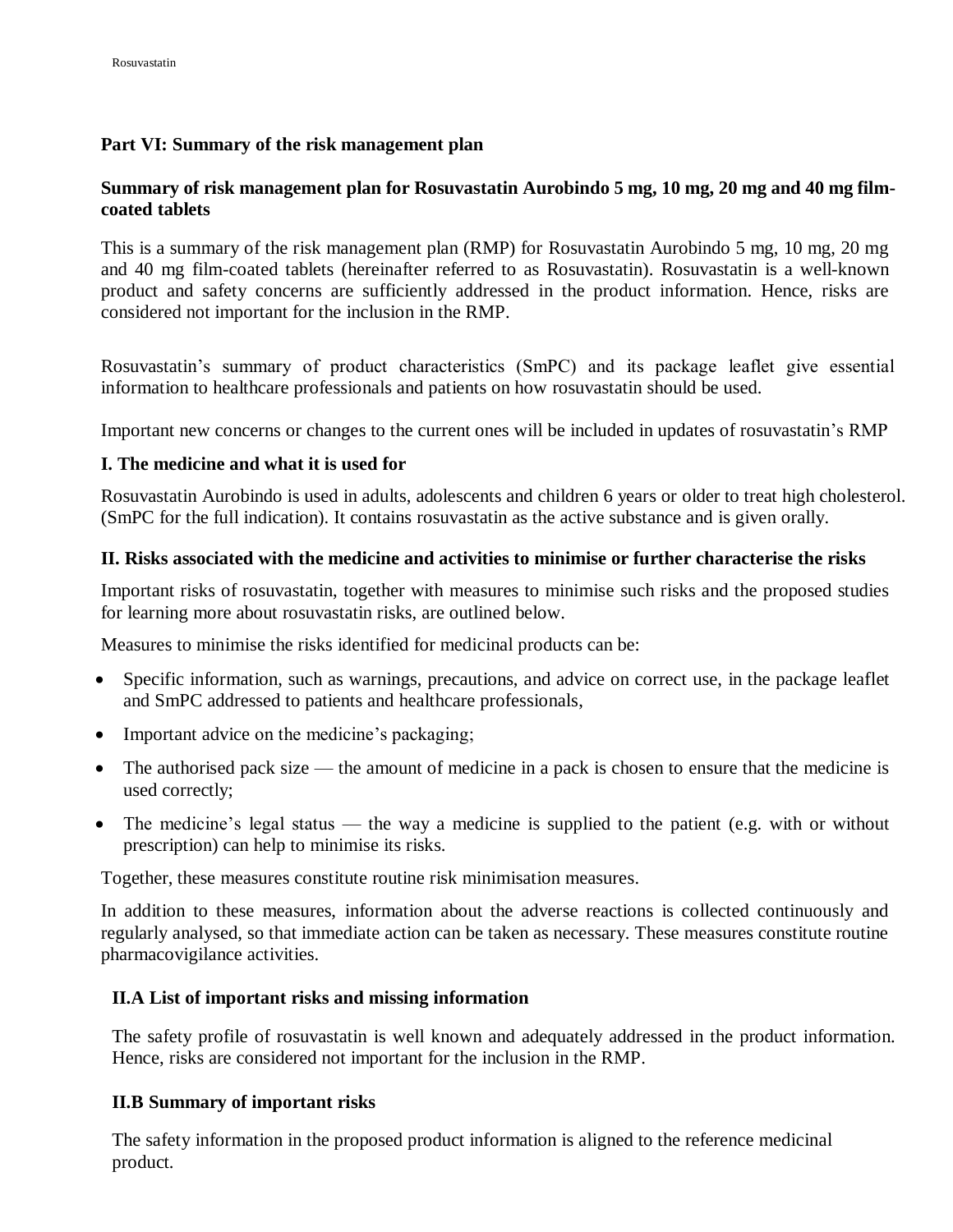# Part VI: Summary of the risk management plan

## Summary of risk management plan for Rosuvastatin Aurobindo 5 mg, 10 mg, 20 mg and 40 mg film-coated tablets

This is a summary of the risk management plan (RMP) for Rosuvastatin Aurobindo 5 mg, 10 mg, 20 mg and 40 mg film-coated tablets (hereinafter referred to as Rosuvastatin). Rosuvastatin is a well-known product and safety concerns are sufficiently addressed in the product information. Hence, risks are considered not important for the inclusion in the RMP.

Rosuvastatin's summary of product characteristics (SmPC) and its package leaflet give essential information to healthcare professionals and patients on how rosuvastatin should be used.

Important new concerns or changes to the current ones will be included in updates of rosuvastatin's RMP

### I. The medicine and what it is used for

Rosuvastatin Aurobindo is used in adults, adolescents and children 6 years or older to treat high cholesterol. (SmPC for the full indication). It contains rosuvastatin as the active substance and is given orally.

### II. Risks associated with the medicine and activities to minimise or further characterise the risks

Important risks of rosuvastatin, together with measures to minimise such risks and the proposed studies for learning more about rosuvastatin risks, are outlined below.

Measures to minimise the risks identified for medicinal products can be:

- Specific information, such as warnings, precautions, and advice on correct use, in the package leaflet and SmPC addressed to patients and healthcare professionals,
- Important advice on the medicine's packaging;
- The authorised pack size — the amount of medicine in a pack is chosen to ensure that the medicine is used correctly;
- The medicine's legal status — the way a medicine is supplied to the patient (e.g. with or without prescription) can help to minimise its risks.

Together, these measures constitute routine risk minimisation measures.

In addition to these measures, information about the adverse reactions is collected continuously and regularly analysed, so that immediate action can be taken as necessary. These measures constitute routine pharmacovigilance activities.

#### II.A List of important risks and missing information

The safety profile of rosuvastatin is well known and adequately addressed in the product information. Hence, risks are considered not important for the inclusion in the RMP.

#### II.B Summary of important risks

The safety information in the proposed product information is aligned to the reference medicinal product.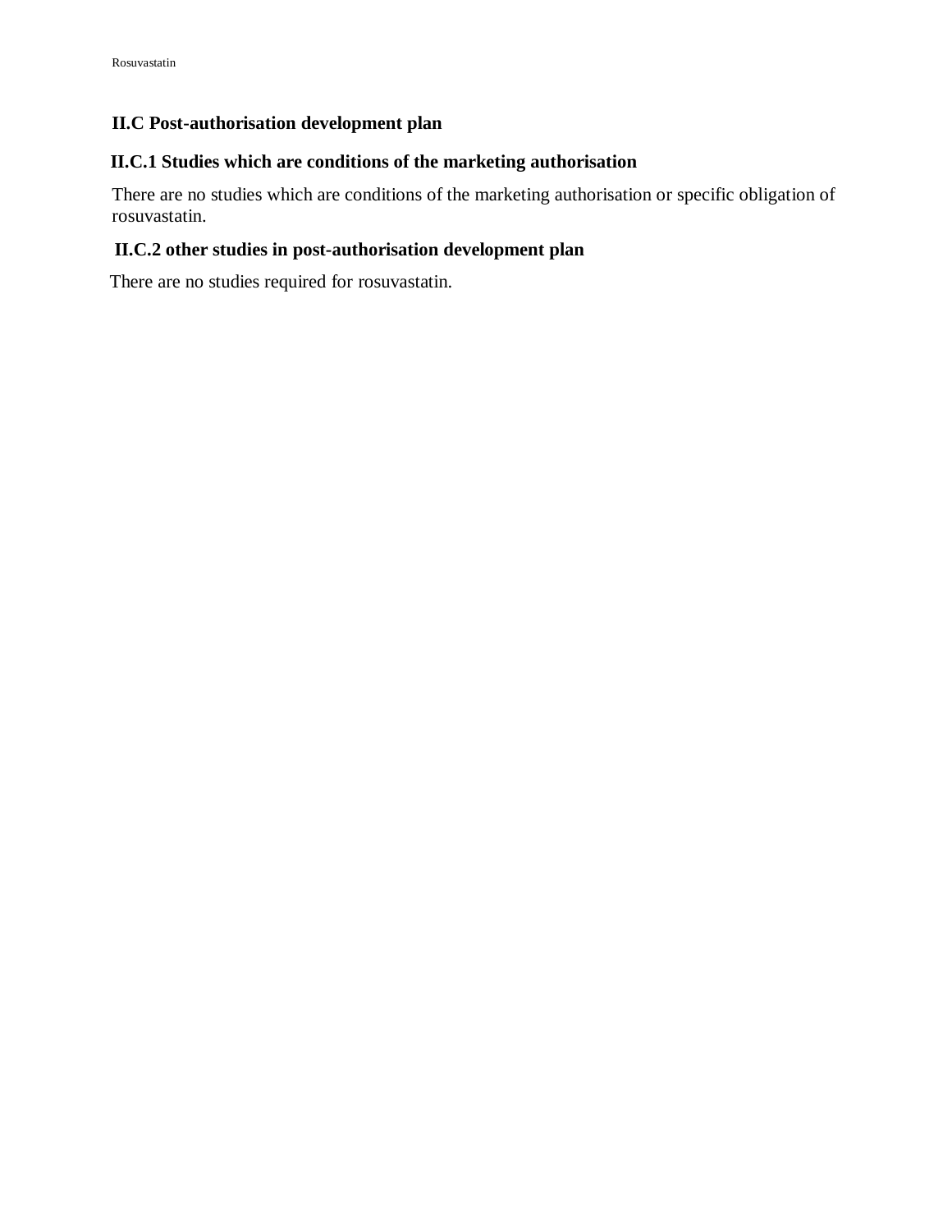## II.C Post-authorisation development plan

### II.C.1 Studies which are conditions of the marketing authorisation

There are no studies which are conditions of the marketing authorisation or specific obligation of rosuvastatin.

### II.C.2 other studies in post-authorisation development plan

There are no studies required for rosuvastatin.